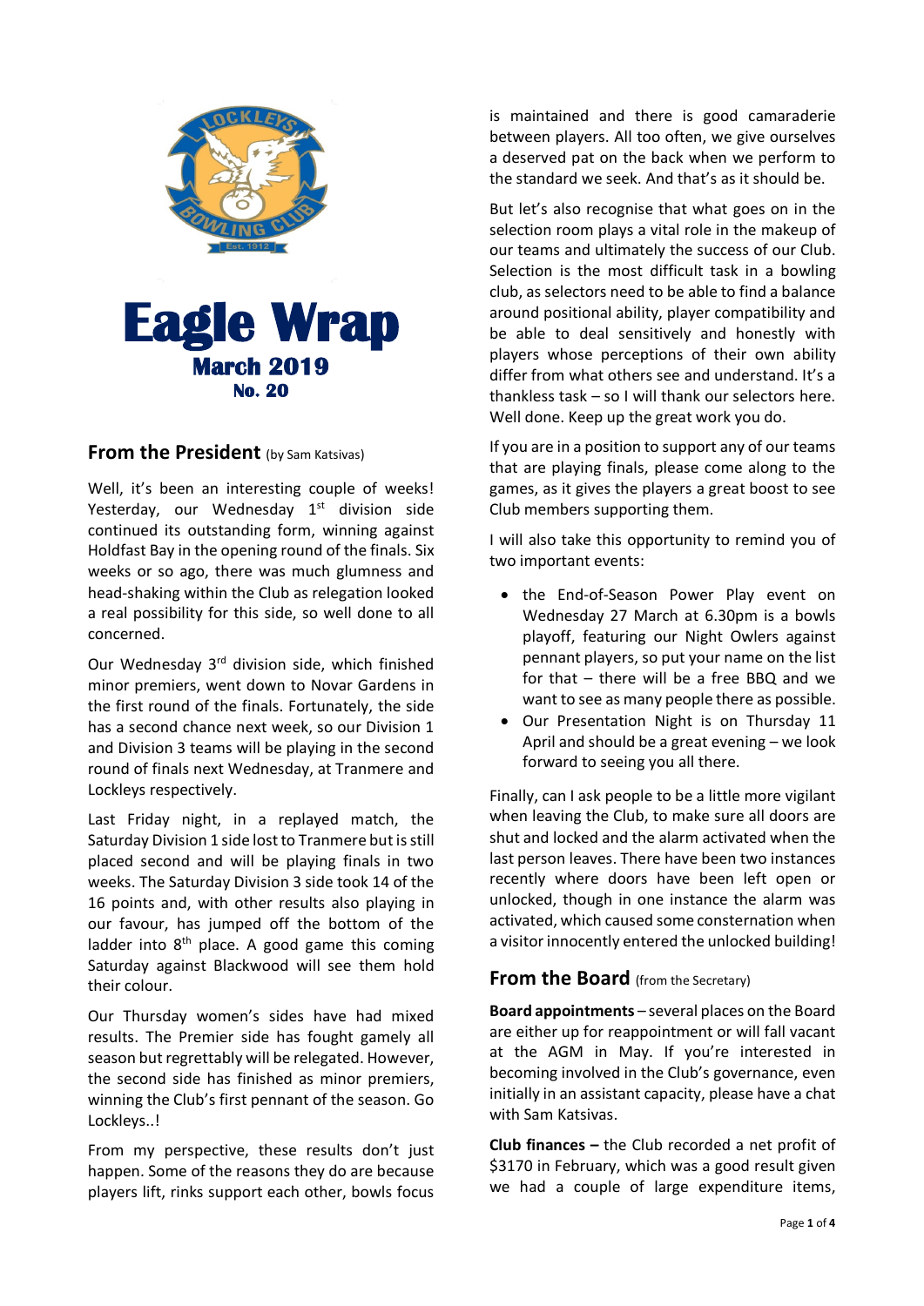# Eagle Wrap

## March 2019

### No. 20

## From the President (by Sam Katsivas)

Well, it's been an interesting couple of weeks! Yesterday, our Wednesday 1st division side continued its outstanding form, winning against Holdfast Bay in the opening round of the finals. Six weeks or so ago, there was much glumness and head-shaking within the Club as relegation looked a real possibility for this side, so well done to all concerned.

Our Wednesday 3rd division side, which finished minor premiers, went down to Novar Gardens in the first round of the finals. Fortunately, the side has a second chance next week, so our Division 1 and Division 3 teams will be playing in the second round of finals next Wednesday, at Tranmere and Lockleys respectively.

Last Friday night, in a replayed match, the Saturday Division 1 side lost to Tranmere but is still placed second and will be playing finals in two weeks. The Saturday Division 3 side took 14 of the 16 points and, with other results also playing in our favour, has jumped off the bottom of the ladder into 8th place. A good game this coming Saturday against Blackwood will see them hold their colour.

Our Thursday women's sides have had mixed results. The Premier side has fought gamely all season but regrettably will be relegated. However, the second side has finished as minor premiers, winning the Club's first pennant of the season. Go Lockleys..!

From my perspective, these results don't just happen. Some of the reasons they do are because players lift, rinks support each other, bowls focus is maintained and there is good camaraderie between players. All too often, we give ourselves a deserved pat on the back when we perform to the standard we seek. And that's as it should be.

But let's also recognise that what goes on in the selection room plays a vital role in the makeup of our teams and ultimately the success of our Club. Selection is the most difficult task in a bowling club, as selectors need to be able to find a balance around positional ability, player compatibility and be able to deal sensitively and honestly with players whose perceptions of their own ability differ from what others see and understand. It's a thankless task – so I will thank our selectors here. Well done. Keep up the great work you do.

If you are in a position to support any of our teams that are playing finals, please come along to the games, as it gives the players a great boost to see Club members supporting them.

I will also take this opportunity to remind you of two important events:

- the End-of-Season Power Play event on Wednesday 27 March at 6.30pm is a bowls playoff, featuring our Night Owlers against pennant players, so put your name on the list for that – there will be a free BBQ and we want to see as many people there as possible.
- Our Presentation Night is on Thursday 11 April and should be a great evening – we look forward to seeing you all there.

Finally, can I ask people to be a little more vigilant when leaving the Club, to make sure all doors are shut and locked and the alarm activated when the last person leaves. There have been two instances recently where doors have been left open or unlocked, though in one instance the alarm was activated, which caused some consternation when a visitor innocently entered the unlocked building!

## From the Board (from the Secretary)

**Board appointments** – several places on the Board are either up for reappointment or will fall vacant at the AGM in May. If you're interested in becoming involved in the Club's governance, even initially in an assistant capacity, please have a chat with Sam Katsivas.

**Club finances –** the Club recorded a net profit of $3170 in February, which was a good result given we had a couple of large expenditure items,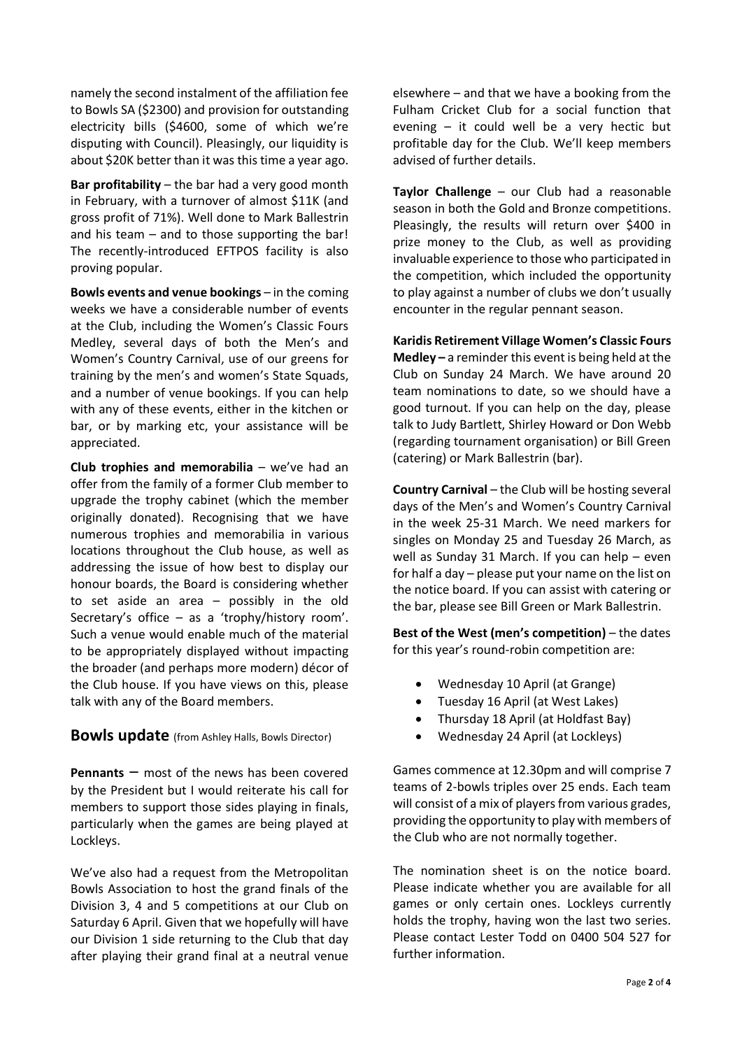namely the second instalment of the affiliation fee to Bowls SA ($2300) and provision for outstanding electricity bills ($4600, some of which we're disputing with Council). Pleasingly, our liquidity is about $20K better than it was this time a year ago.

**Bar profitability** – the bar had a very good month in February, with a turnover of almost $11K (and gross profit of 71%). Well done to Mark Ballestrin and his team – and to those supporting the bar! The recently-introduced EFTPOS facility is also proving popular.

**Bowls events and venue bookings** – in the coming weeks we have a considerable number of events at the Club, including the Women's Classic Fours Medley, several days of both the Men's and Women's Country Carnival, use of our greens for training by the men's and women's State Squads, and a number of venue bookings. If you can help with any of these events, either in the kitchen or bar, or by marking etc, your assistance will be appreciated.

**Club trophies and memorabilia** – we've had an offer from the family of a former Club member to upgrade the trophy cabinet (which the member originally donated). Recognising that we have numerous trophies and memorabilia in various locations throughout the Club house, as well as addressing the issue of how best to display our honour boards, the Board is considering whether to set aside an area – possibly in the old Secretary's office – as a 'trophy/history room'. Such a venue would enable much of the material to be appropriately displayed without impacting the broader (and perhaps more modern) décor of the Club house. If you have views on this, please talk with any of the Board members.

## Bowls update (from Ashley Halls, Bowls Director)

**Pennants** – most of the news has been covered by the President but I would reiterate his call for members to support those sides playing in finals, particularly when the games are being played at Lockleys.

We've also had a request from the Metropolitan Bowls Association to host the grand finals of the Division 3, 4 and 5 competitions at our Club on Saturday 6 April. Given that we hopefully will have our Division 1 side returning to the Club that day after playing their grand final at a neutral venue elsewhere – and that we have a booking from the Fulham Cricket Club for a social function that evening – it could well be a very hectic but profitable day for the Club. We'll keep members advised of further details.

**Taylor Challenge** – our Club had a reasonable season in both the Gold and Bronze competitions. Pleasingly, the results will return over $400 in prize money to the Club, as well as providing invaluable experience to those who participated in the competition, which included the opportunity to play against a number of clubs we don't usually encounter in the regular pennant season.

**Karidis Retirement Village Women's Classic Fours Medley –** a reminder this event is being held at the Club on Sunday 24 March. We have around 20 team nominations to date, so we should have a good turnout. If you can help on the day, please talk to Judy Bartlett, Shirley Howard or Don Webb (regarding tournament organisation) or Bill Green (catering) or Mark Ballestrin (bar).

**Country Carnival** – the Club will be hosting several days of the Men's and Women's Country Carnival in the week 25-31 March. We need markers for singles on Monday 25 and Tuesday 26 March, as well as Sunday 31 March. If you can help – even for half a day – please put your name on the list on the notice board. If you can assist with catering or the bar, please see Bill Green or Mark Ballestrin.

**Best of the West (men's competition)** – the dates for this year's round-robin competition are:

- Wednesday 10 April (at Grange)
- Tuesday 16 April (at West Lakes)
- Thursday 18 April (at Holdfast Bay)
- Wednesday 24 April (at Lockleys)

Games commence at 12.30pm and will comprise 7 teams of 2-bowls triples over 25 ends. Each team will consist of a mix of players from various grades, providing the opportunity to play with members of the Club who are not normally together.

The nomination sheet is on the notice board. Please indicate whether you are available for all games or only certain ones. Lockleys currently holds the trophy, having won the last two series. Please contact Lester Todd on 0400 504 527 for further information.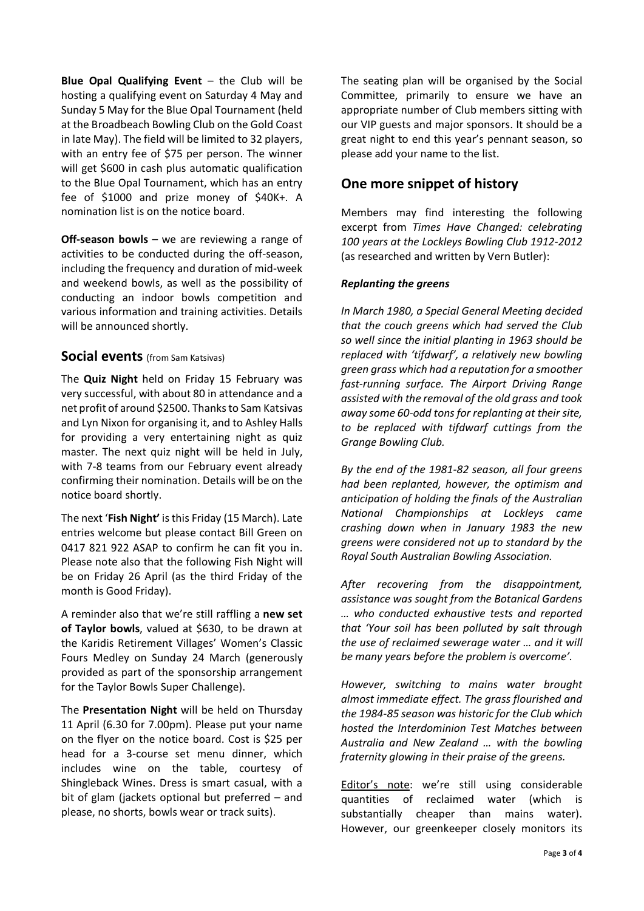**Blue Opal Qualifying Event** – the Club will be hosting a qualifying event on Saturday 4 May and Sunday 5 May for the Blue Opal Tournament (held at the Broadbeach Bowling Club on the Gold Coast in late May). The field will be limited to 32 players, with an entry fee of $75 per person. The winner will get $600 in cash plus automatic qualification to the Blue Opal Tournament, which has an entry fee of $1000 and prize money of $40K+. A nomination list is on the notice board.

**Off-season bowls** – we are reviewing a range of activities to be conducted during the off-season, including the frequency and duration of mid-week and weekend bowls, as well as the possibility of conducting an indoor bowls competition and various information and training activities. Details will be announced shortly.

## Social events (from Sam Katsivas)

The **Quiz Night** held on Friday 15 February was very successful, with about 80 in attendance and a net profit of around $2500. Thanks to Sam Katsivas and Lyn Nixon for organising it, and to Ashley Halls for providing a very entertaining night as quiz master. The next quiz night will be held in July, with 7-8 teams from our February event already confirming their nomination. Details will be on the notice board shortly.

The next '**Fish Night'** is this Friday (15 March). Late entries welcome but please contact Bill Green on 0417 821 922 ASAP to confirm he can fit you in. Please note also that the following Fish Night will be on Friday 26 April (as the third Friday of the month is Good Friday).

A reminder also that we're still raffling a **new set of Taylor bowls**, valued at $630, to be drawn at the Karidis Retirement Villages' Women's Classic Fours Medley on Sunday 24 March (generously provided as part of the sponsorship arrangement for the Taylor Bowls Super Challenge).

The **Presentation Night** will be held on Thursday 11 April (6.30 for 7.00pm). Please put your name on the flyer on the notice board. Cost is $25 per head for a 3-course set menu dinner, which includes wine on the table, courtesy of Shingleback Wines. Dress is smart casual, with a bit of glam (jackets optional but preferred – and please, no shorts, bowls wear or track suits).

The seating plan will be organised by the Social Committee, primarily to ensure we have an appropriate number of Club members sitting with our VIP guests and major sponsors. It should be a great night to end this year's pennant season, so please add your name to the list.

## One more snippet of history

Members may find interesting the following excerpt from *Times Have Changed: celebrating 100 years at the Lockleys Bowling Club 1912-2012* (as researched and written by Vern Butler):

***Replanting the greens***

*In March 1980, a Special General Meeting decided that the couch greens which had served the Club so well since the initial planting in 1963 should be replaced with 'tifdwarf', a relatively new bowling green grass which had a reputation for a smoother fast-running surface. The Airport Driving Range assisted with the removal of the old grass and took away some 60-odd tons for replanting at their site, to be replaced with tifdwarf cuttings from the Grange Bowling Club.*

*By the end of the 1981-82 season, all four greens had been replanted, however, the optimism and anticipation of holding the finals of the Australian National Championships at Lockleys came crashing down when in January 1983 the new greens were considered not up to standard by the Royal South Australian Bowling Association.*

*After recovering from the disappointment, assistance was sought from the Botanical Gardens … who conducted exhaustive tests and reported that 'Your soil has been polluted by salt through the use of reclaimed sewerage water … and it will be many years before the problem is overcome'.*

*However, switching to mains water brought almost immediate effect. The grass flourished and the 1984-85 season was historic for the Club which hosted the Interdominion Test Matches between Australia and New Zealand … with the bowling fraternity glowing in their praise of the greens.*

Editor's note: we're still using considerable quantities of reclaimed water (which is substantially cheaper than mains water). However, our greenkeeper closely monitors its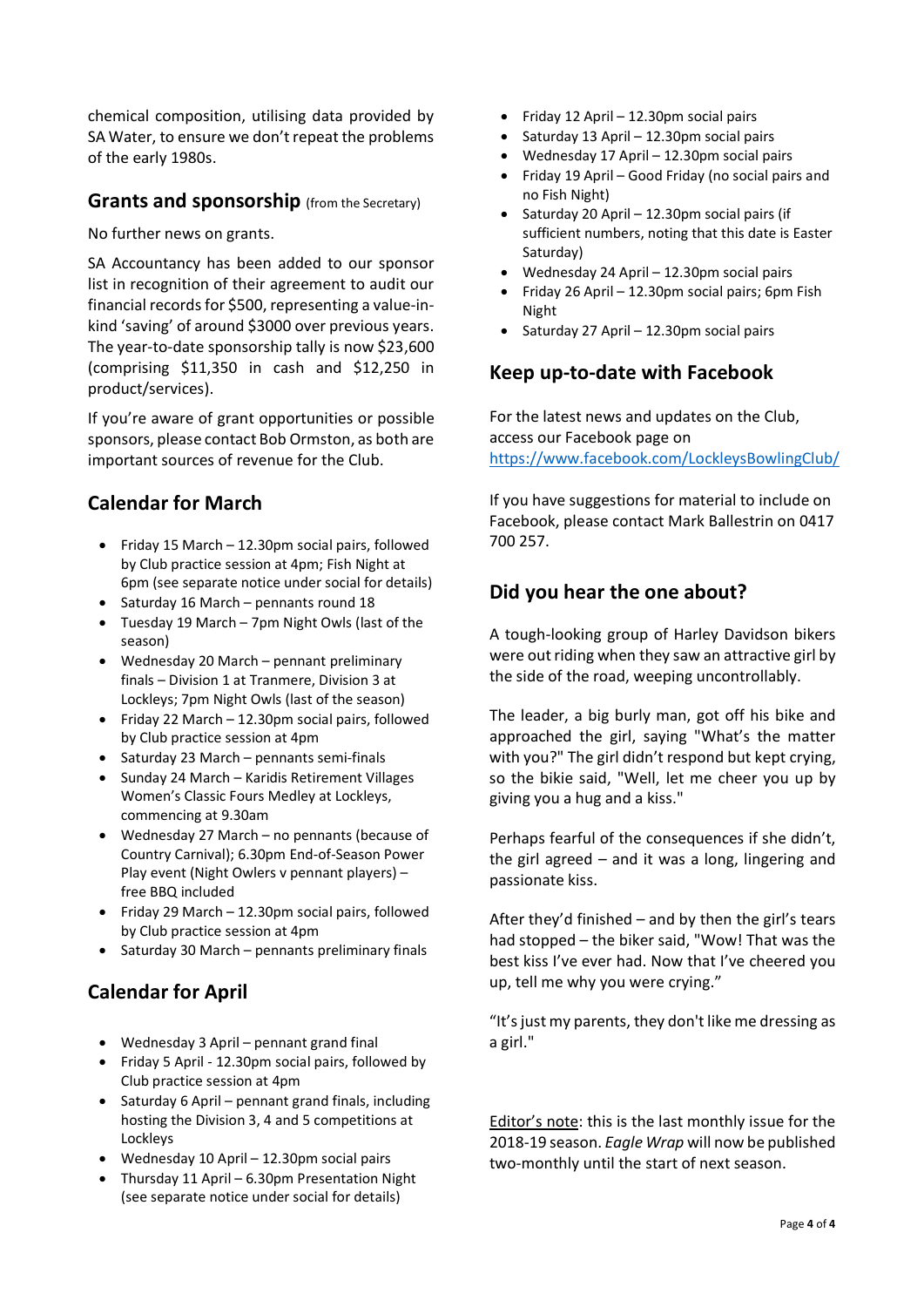chemical composition, utilising data provided by SA Water, to ensure we don't repeat the problems of the early 1980s.

## Grants and sponsorship (from the Secretary)

No further news on grants.

SA Accountancy has been added to our sponsor list in recognition of their agreement to audit our financial records for $500, representing a value-in-kind 'saving' of around $3000 over previous years. The year-to-date sponsorship tally is now $23,600 (comprising $11,350 in cash and $12,250 in product/services).

If you're aware of grant opportunities or possible sponsors, please contact Bob Ormston, as both are important sources of revenue for the Club.

## Calendar for March

- Friday 15 March – 12.30pm social pairs, followed by Club practice session at 4pm; Fish Night at 6pm (see separate notice under social for details)
- Saturday 16 March – pennants round 18
- Tuesday 19 March – 7pm Night Owls (last of the season)
- Wednesday 20 March – pennant preliminary finals – Division 1 at Tranmere, Division 3 at Lockleys; 7pm Night Owls (last of the season)
- Friday 22 March – 12.30pm social pairs, followed by Club practice session at 4pm
- Saturday 23 March – pennants semi-finals
- Sunday 24 March – Karidis Retirement Villages Women's Classic Fours Medley at Lockleys, commencing at 9.30am
- Wednesday 27 March – no pennants (because of Country Carnival); 6.30pm End-of-Season Power Play event (Night Owlers v pennant players) – free BBQ included
- Friday 29 March – 12.30pm social pairs, followed by Club practice session at 4pm
- Saturday 30 March – pennants preliminary finals

## Calendar for April

- Wednesday 3 April – pennant grand final
- Friday 5 April - 12.30pm social pairs, followed by Club practice session at 4pm
- Saturday 6 April – pennant grand finals, including hosting the Division 3, 4 and 5 competitions at Lockleys
- Wednesday 10 April – 12.30pm social pairs
- Thursday 11 April – 6.30pm Presentation Night (see separate notice under social for details)
- Friday 12 April – 12.30pm social pairs
- Saturday 13 April – 12.30pm social pairs
- Wednesday 17 April – 12.30pm social pairs
- Friday 19 April – Good Friday (no social pairs and no Fish Night)
- Saturday 20 April – 12.30pm social pairs (if sufficient numbers, noting that this date is Easter Saturday)
- Wednesday 24 April – 12.30pm social pairs
- Friday 26 April – 12.30pm social pairs; 6pm Fish Night
- Saturday 27 April – 12.30pm social pairs

## Keep up-to-date with Facebook

For the latest news and updates on the Club, access our Facebook page on https://www.facebook.com/LockleysBowlingClub/

If you have suggestions for material to include on Facebook, please contact Mark Ballestrin on 0417 700 257.

## Did you hear the one about?

A tough-looking group of Harley Davidson bikers were out riding when they saw an attractive girl by the side of the road, weeping uncontrollably.

The leader, a big burly man, got off his bike and approached the girl, saying "What's the matter with you?" The girl didn't respond but kept crying, so the bikie said, "Well, let me cheer you up by giving you a hug and a kiss."

Perhaps fearful of the consequences if she didn't, the girl agreed – and it was a long, lingering and passionate kiss.

After they'd finished – and by then the girl's tears had stopped – the biker said, "Wow! That was the best kiss I've ever had. Now that I've cheered you up, tell me why you were crying."

"It's just my parents, they don't like me dressing as a girl."

Editor's note: this is the last monthly issue for the 2018-19 season. *Eagle Wrap* will now be published two-monthly until the start of next season.